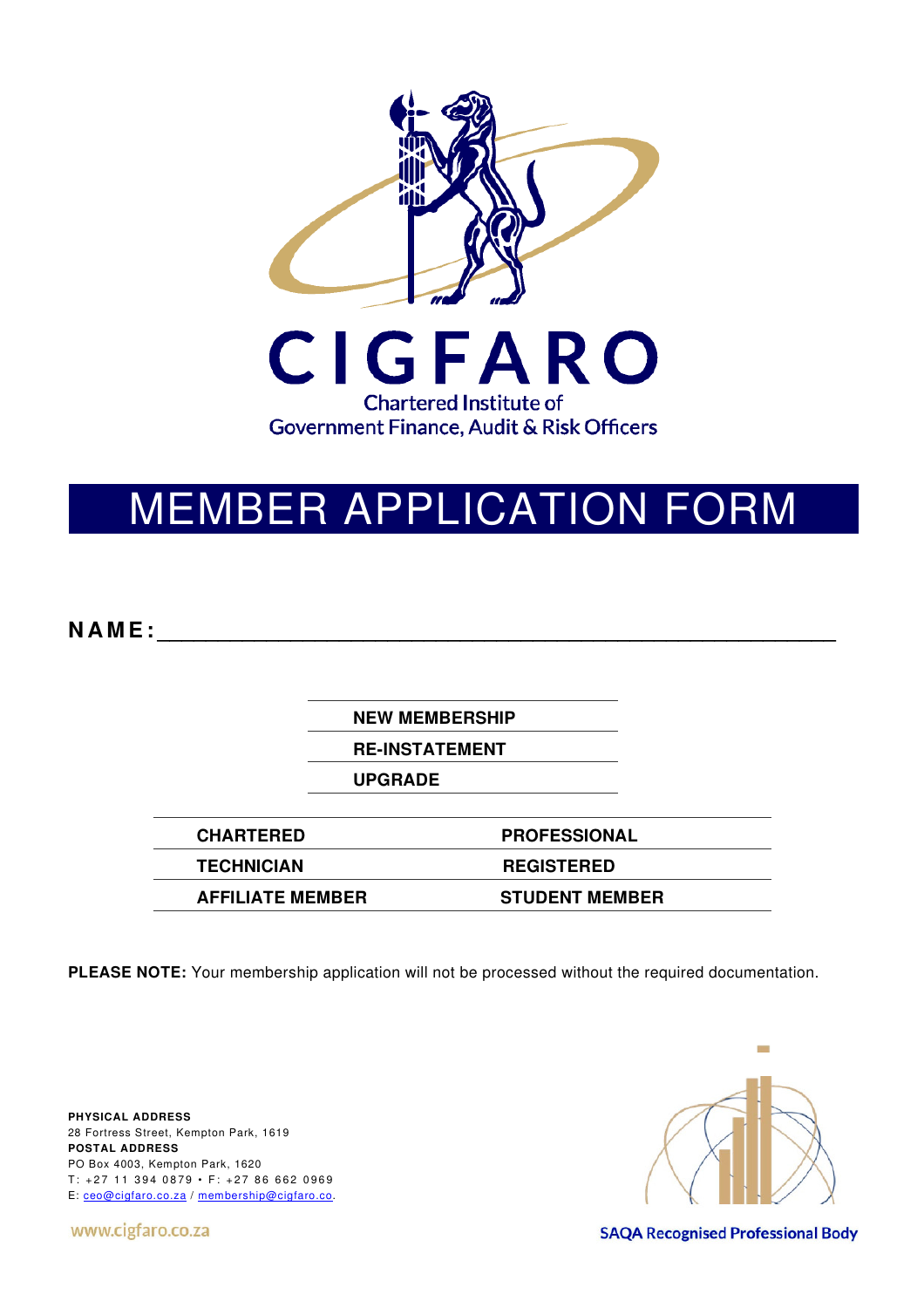CIGFARO

Chartered Institute of
Government Finance, Audit & Risk Officers

# MEMBER APPLICATION FORM

**NAME:**\_\_\_\_\_\_\_\_\_\_\_\_\_\_\_\_\_\_\_\_\_\_\_\_\_\_\_\_\_\_\_\_\_\_\_\_\_\_\_\_\_\_\_\_\_\_\_\_\_\_\_\_

| |
|---|
| **NEW MEMBERSHIP** |
| **RE-INSTATEMENT** |
| **UPGRADE** |

| | |
|---|---|
| **CHARTERED** | **PROFESSIONAL** |
| **TECHNICIAN** | **REGISTERED** |
| **AFFILIATE MEMBER** | **STUDENT MEMBER** |

**PLEASE NOTE:** Your membership application will not be processed without the required documentation.

**PHYSICAL ADDRESS**
28 Fortress Street, Kempton Park, 1619
**POSTAL ADDRESS**
PO Box 4003, Kempton Park, 1620
T: +27 11 394 0879 • F: +27 86 662 0969
E: ceo@cigfaro.co.za / membership@cigfaro.co.

www.cigfaro.co.za

SAQA Recognised Professional Body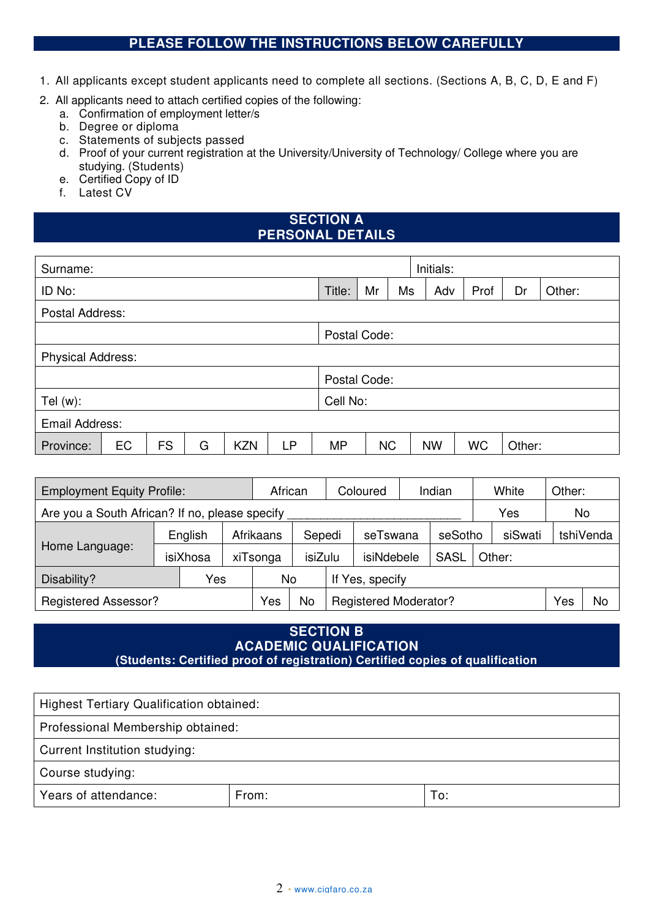## PLEASE FOLLOW THE INSTRUCTIONS BELOW CAREFULLY

1. All applicants except student applicants need to complete all sections. (Sections A, B, C, D, E and F)
2. All applicants need to attach certified copies of the following:
   a. Confirmation of employment letter/s
   b. Degree or diploma
   c. Statements of subjects passed
   d. Proof of your current registration at the University/University of Technology/ College where you are studying. (Students)
   e. Certified Copy of ID
   f. Latest CV

## SECTION A
## PERSONAL DETAILS

| Surname: | | | | | | | | | | Initials: | | | |
|---|---|---|---|---|---|---|---|---|---|---|---|---|---|
| ID No: | | | | | | Title: | Mr | Ms | Adv | Prof | Dr | Other: | |
| Postal Address: | | | | | | | | | | | | | |
| | | | | | | Postal Code: | | | | | | | |
| Physical Address: | | | | | | | | | | | | | |
| | | | | | | Postal Code: | | | | | | | |
| Tel (w): | | | | | | Cell No: | | | | | | | |
| Email Address: | | | | | | | | | | | | | |
| Province: | EC | FS | G | KZN | LP | MP | NC | NW | WC | Other: | | | |

| Employment Equity Profile: | | African | | Coloured | Indian | White | Other: | |
|---|---|---|---|---|---|---|---|---|
| Are you a South African? If no, please specify ___________________________ | | | | | | Yes | No | |
| Home Language: | English | Afrikaans | Sepedi | seTswana | seSotho | siSwati | tshiVenda | |
| | isiXhosa | xiTsonga | isiZulu | isiNdebele | SASL | Other: | | |
| Disability? | Yes | No | If Yes, specify | | | | | |
| Registered Assessor? | | Yes | No | Registered Moderator? | | | Yes | No |

## SECTION B
## ACADEMIC QUALIFICATION
**(Students: Certified proof of registration) Certified copies of qualification**

| Highest Tertiary Qualification obtained: | | |
|---|---|---|
| Professional Membership obtained: | | |
| Current Institution studying: | | |
| Course studying: | | |
| Years of attendance: | From: | To: |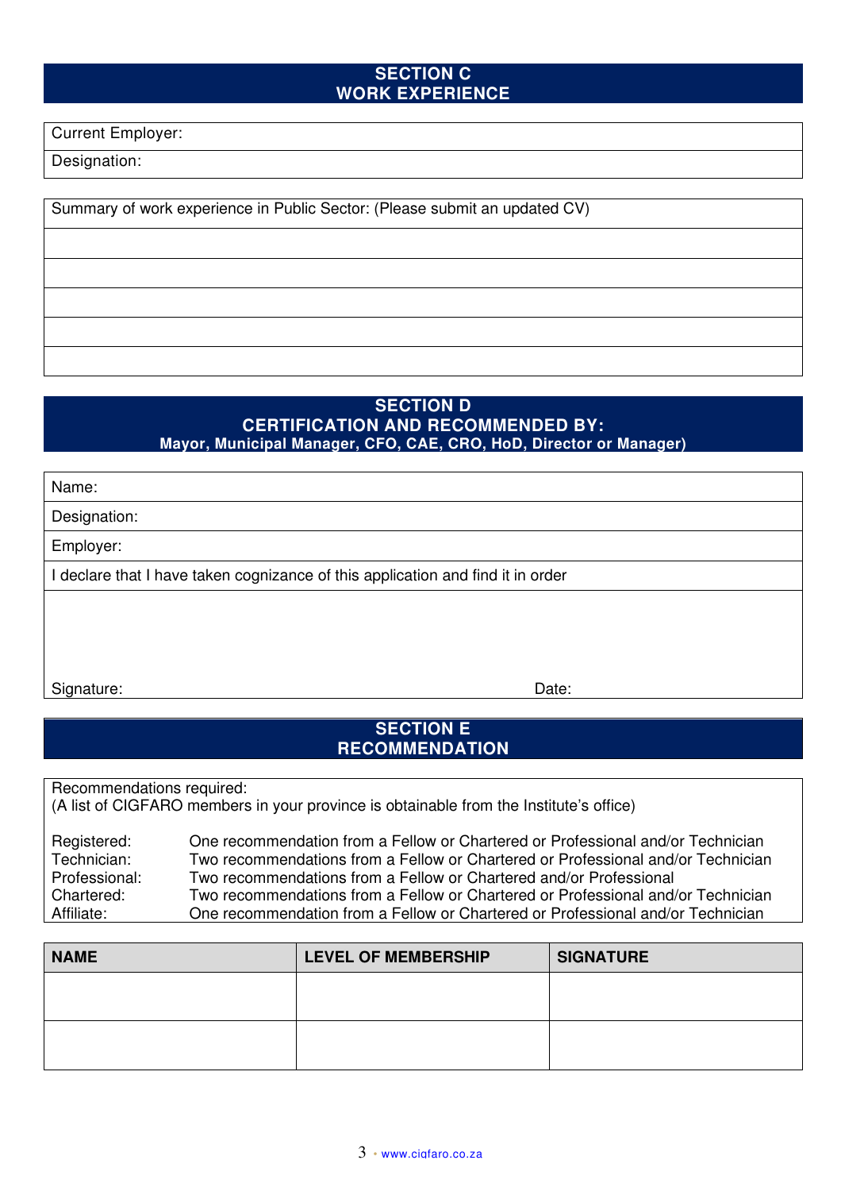## SECTION C
## WORK EXPERIENCE

Current Employer:

Designation:

Summary of work experience in Public Sector: (Please submit an updated CV)

## SECTION D
## CERTIFICATION AND RECOMMENDED BY:
### Mayor, Municipal Manager, CFO, CAE, CRO, HoD, Director or Manager)

Name:

Designation:

Employer:

I declare that I have taken cognizance of this application and find it in order

Signature: Date:

## SECTION E
## RECOMMENDATION

Recommendations required:
(A list of CIGFARO members in your province is obtainable from the Institute's office)

| | |
|---|---|
| Registered: | One recommendation from a Fellow or Chartered or Professional and/or Technician |
| Technician: | Two recommendations from a Fellow or Chartered or Professional and/or Technician |
| Professional: | Two recommendations from a Fellow or Chartered and/or Professional |
| Chartered: | Two recommendations from a Fellow or Chartered or Professional and/or Technician |
| Affiliate: | One recommendation from a Fellow or Chartered or Professional and/or Technician |

| NAME | LEVEL OF MEMBERSHIP | SIGNATURE |
|---|---|---|
| | | |
| | | |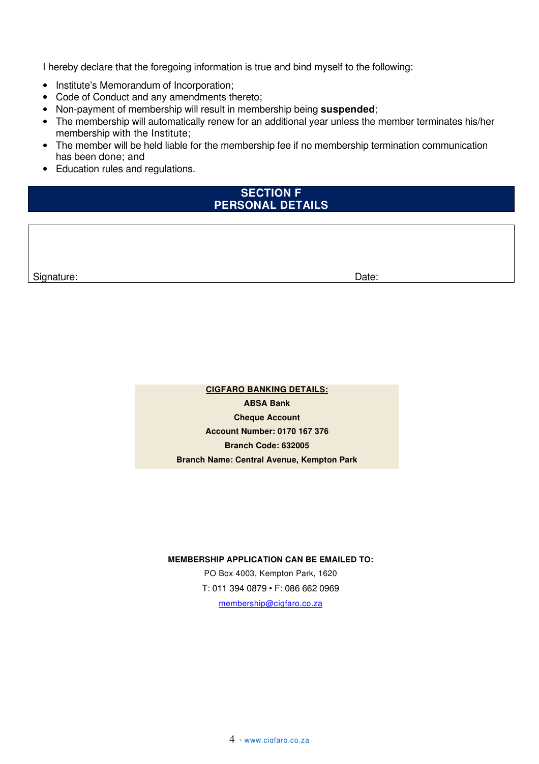I hereby declare that the foregoing information is true and bind myself to the following:

- Institute's Memorandum of Incorporation;
- Code of Conduct and any amendments thereto;
- Non-payment of membership will result in membership being **suspended**;
- The membership will automatically renew for an additional year unless the member terminates his/her membership with the Institute;
- The member will be held liable for the membership fee if no membership termination communication has been done; and
- Education rules and regulations.

## SECTION F
## PERSONAL DETAILS

| Signature: | Date: |
|---|---|

**CIGFARO BANKING DETAILS:**

**ABSA Bank**

**Cheque Account**

**Account Number: 0170 167 376**

**Branch Code: 632005**

**Branch Name: Central Avenue, Kempton Park**

**MEMBERSHIP APPLICATION CAN BE EMAILED TO:**

PO Box 4003, Kempton Park, 1620

T: 011 394 0879 • F: 086 662 0969

membership@cigfaro.co.za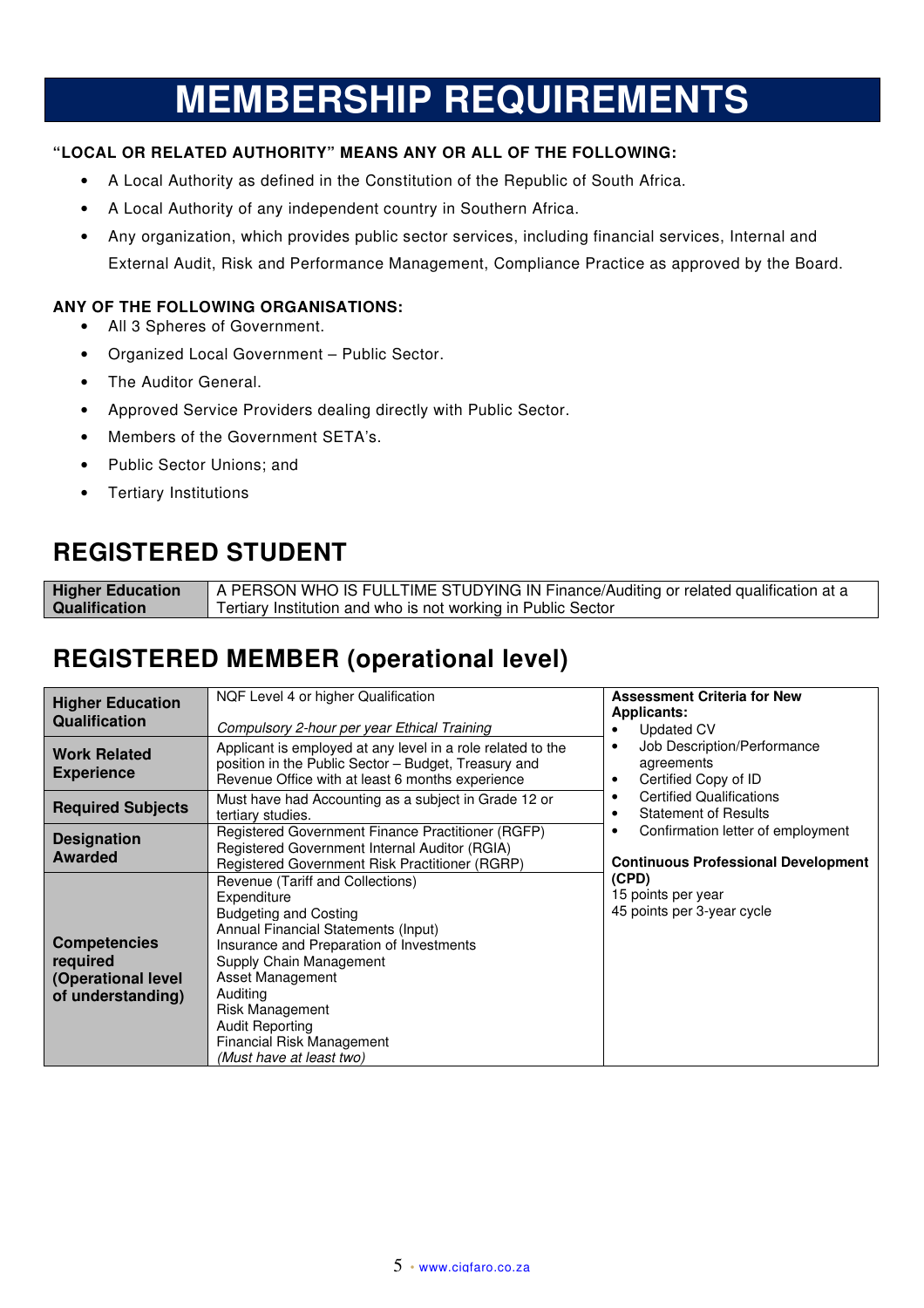# MEMBERSHIP REQUIREMENTS

**"LOCAL OR RELATED AUTHORITY" MEANS ANY OR ALL OF THE FOLLOWING:**

- A Local Authority as defined in the Constitution of the Republic of South Africa.
- A Local Authority of any independent country in Southern Africa.
- Any organization, which provides public sector services, including financial services, Internal and External Audit, Risk and Performance Management, Compliance Practice as approved by the Board.

**ANY OF THE FOLLOWING ORGANISATIONS:**

- All 3 Spheres of Government.
- Organized Local Government – Public Sector.
- The Auditor General.
- Approved Service Providers dealing directly with Public Sector.
- Members of the Government SETA's.
- Public Sector Unions; and
- Tertiary Institutions

## REGISTERED STUDENT

| | |
|---|---|
| **Higher Education Qualification** | A PERSON WHO IS FULLTIME STUDYING IN Finance/Auditing or related qualification at a Tertiary Institution and who is not working in Public Sector |

## REGISTERED MEMBER (operational level)

| | | |
|---|---|---|
| **Higher Education Qualification** | NQF Level 4 or higher Qualification<br><br>*Compulsory 2-hour per year Ethical Training* | **Assessment Criteria for New Applicants:**<br>• Updated CV<br>• Job Description/Performance agreements<br>• Certified Copy of ID<br>• Certified Qualifications<br>• Statement of Results<br>• Confirmation letter of employment<br><br>**Continuous Professional Development (CPD)**<br>15 points per year<br>45 points per 3-year cycle |
| **Work Related Experience** | Applicant is employed at any level in a role related to the position in the Public Sector – Budget, Treasury and Revenue Office with at least 6 months experience | |
| **Required Subjects** | Must have had Accounting as a subject in Grade 12 or tertiary studies. | |
| **Designation Awarded** | Registered Government Finance Practitioner (RGFP)<br>Registered Government Internal Auditor (RGIA)<br>Registered Government Risk Practitioner (RGRP) | |
| **Competencies required (Operational level of understanding)** | Revenue (Tariff and Collections)<br>Expenditure<br>Budgeting and Costing<br>Annual Financial Statements (Input)<br>Insurance and Preparation of Investments<br>Supply Chain Management<br>Asset Management<br>Auditing<br>Risk Management<br>Audit Reporting<br>Financial Risk Management<br>*(Must have at least two)* | |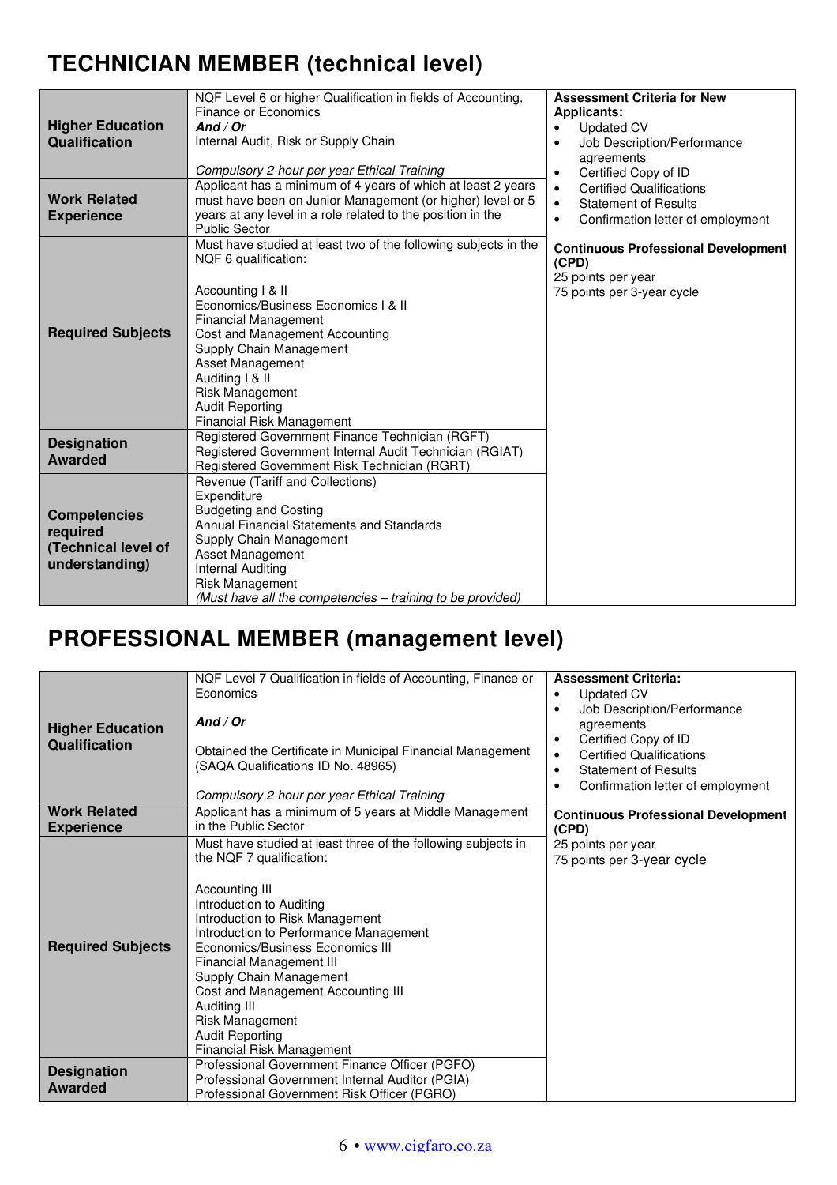# TECHNICIAN MEMBER (technical level)

| | | |
|---|---|---|
| **Higher Education Qualification** | NQF Level 6 or higher Qualification in fields of Accounting, Finance or Economics<br>***And / Or***<br>Internal Audit, Risk or Supply Chain<br><br>*Compulsory 2-hour per year Ethical Training* | **Assessment Criteria for New Applicants:**<br>• Updated CV<br>• Job Description/Performance agreements<br>• Certified Copy of ID<br>• Certified Qualifications<br>• Statement of Results<br>• Confirmation letter of employment<br><br>**Continuous Professional Development (CPD)**<br>25 points per year<br>75 points per 3-year cycle |
| **Work Related Experience** | Applicant has a minimum of 4 years of which at least 2 years must have been on Junior Management (or higher) level or 5 years at any level in a role related to the position in the Public Sector | |
| **Required Subjects** | Must have studied at least two of the following subjects in the NQF 6 qualification:<br><br>Accounting I & II<br>Economics/Business Economics I & II<br>Financial Management<br>Cost and Management Accounting<br>Supply Chain Management<br>Asset Management<br>Auditing I & II<br>Risk Management<br>Audit Reporting<br>Financial Risk Management | |
| **Designation Awarded** | Registered Government Finance Technician (RGFT)<br>Registered Government Internal Audit Technician (RGIAT)<br>Registered Government Risk Technician (RGRT) | |
| **Competencies required (Technical level of understanding)** | Revenue (Tariff and Collections)<br>Expenditure<br>Budgeting and Costing<br>Annual Financial Statements and Standards<br>Supply Chain Management<br>Asset Management<br>Internal Auditing<br>Risk Management<br>*(Must have all the competencies – training to be provided)* | |

# PROFESSIONAL MEMBER (management level)

| | | |
|---|---|---|
| **Higher Education Qualification** | NQF Level 7 Qualification in fields of Accounting, Finance or Economics<br><br>***And / Or***<br><br>Obtained the Certificate in Municipal Financial Management (SAQA Qualifications ID No. 48965)<br><br>*Compulsory 2-hour per year Ethical Training* | **Assessment Criteria:**<br>• Updated CV<br>• Job Description/Performance agreements<br>• Certified Copy of ID<br>• Certified Qualifications<br>• Statement of Results<br>• Confirmation letter of employment<br><br>**Continuous Professional Development (CPD)**<br>25 points per year<br>75 points per 3-year cycle |
| **Work Related Experience** | Applicant has a minimum of 5 years at Middle Management in the Public Sector | |
| **Required Subjects** | Must have studied at least three of the following subjects in the NQF 7 qualification:<br><br>Accounting III<br>Introduction to Auditing<br>Introduction to Risk Management<br>Introduction to Performance Management<br>Economics/Business Economics III<br>Financial Management III<br>Supply Chain Management<br>Cost and Management Accounting III<br>Auditing III<br>Risk Management<br>Audit Reporting<br>Financial Risk Management | |
| **Designation Awarded** | Professional Government Finance Officer (PGFO)<br>Professional Government Internal Auditor (PGIA)<br>Professional Government Risk Officer (PGRO) | |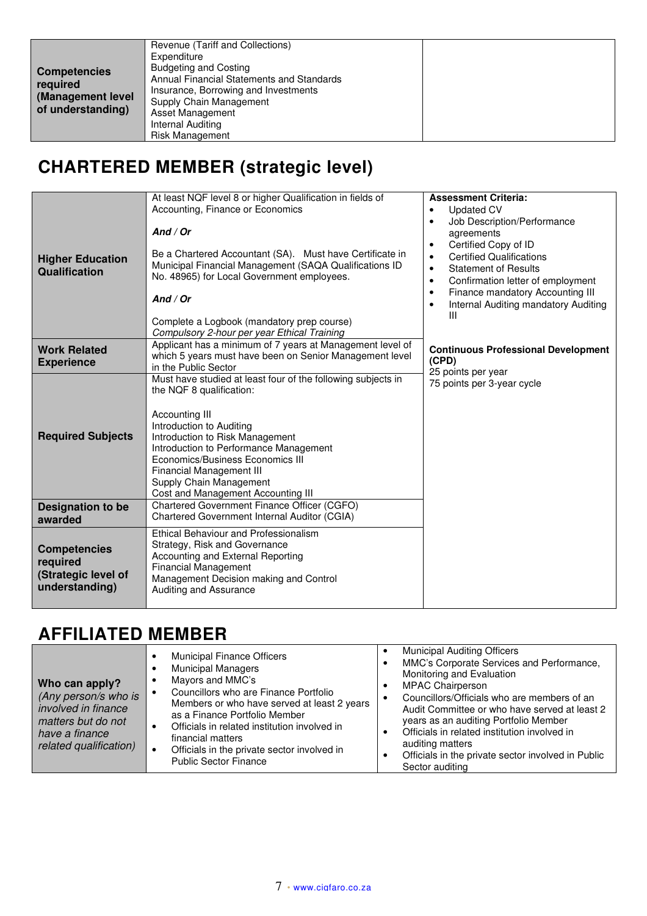| Competencies required (Management level of understanding) | Revenue (Tariff and Collections)<br>Expenditure<br>Budgeting and Costing<br>Annual Financial Statements and Standards<br>Insurance, Borrowing and Investments<br>Supply Chain Management<br>Asset Management<br>Internal Auditing<br>Risk Management | |
|---|---|---|

## CHARTERED MEMBER (strategic level)

| | | |
|---|---|---|
| **Higher Education Qualification** | At least NQF level 8 or higher Qualification in fields of Accounting, Finance or Economics<br><br>***And / Or***<br><br>Be a Chartered Accountant (SA). Must have Certificate in Municipal Financial Management (SAQA Qualifications ID No. 48965) for Local Government employees.<br><br>***And / Or***<br><br>Complete a Logbook (mandatory prep course)<br>*Compulsory 2-hour per year Ethical Training* | **Assessment Criteria:**<br>• Updated CV<br>• Job Description/Performance agreements<br>• Certified Copy of ID<br>• Certified Qualifications<br>• Statement of Results<br>• Confirmation letter of employment<br>• Finance mandatory Accounting III<br>• Internal Auditing mandatory Auditing III |
| **Work Related Experience** | Applicant has a minimum of 7 years at Management level of which 5 years must have been on Senior Management level in the Public Sector | **Continuous Professional Development (CPD)**<br>25 points per year<br>75 points per 3-year cycle |
| **Required Subjects** | Must have studied at least four of the following subjects in the NQF 8 qualification:<br><br>Accounting III<br>Introduction to Auditing<br>Introduction to Risk Management<br>Introduction to Performance Management<br>Economics/Business Economics III<br>Financial Management III<br>Supply Chain Management<br>Cost and Management Accounting III | |
| **Designation to be awarded** | Chartered Government Finance Officer (CGFO)<br>Chartered Government Internal Auditor (CGIA) | |
| **Competencies required (Strategic level of understanding)** | Ethical Behaviour and Professionalism<br>Strategy, Risk and Governance<br>Accounting and External Reporting<br>Financial Management<br>Management Decision making and Control<br>Auditing and Assurance | |

## AFFILIATED MEMBER

| | | |
|---|---|---|
| **Who can apply?**<br>*(Any person/s who is involved in finance matters but do not have a finance related qualification)* | • Municipal Finance Officers<br>• Municipal Managers<br>• Mayors and MMC's<br>• Councillors who are Finance Portfolio Members or who have served at least 2 years as a Finance Portfolio Member<br>• Officials in related institution involved in financial matters<br>• Officials in the private sector involved in Public Sector Finance | • Municipal Auditing Officers<br>• MMC's Corporate Services and Performance, Monitoring and Evaluation<br>• MPAC Chairperson<br>• Councillors/Officials who are members of an Audit Committee or who have served at least 2 years as an auditing Portfolio Member<br>• Officials in related institution involved in auditing matters<br>• Officials in the private sector involved in Public Sector auditing |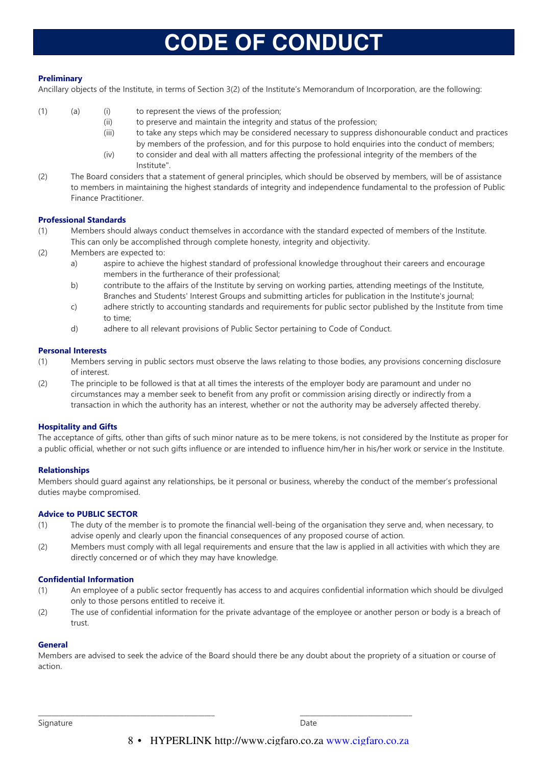# CODE OF CONDUCT

**Preliminary**

Ancillary objects of the Institute, in terms of Section 3(2) of the Institute's Memorandum of Incorporation, are the following:

(1) (a) (i) to represent the views of the profession;

(ii) to preserve and maintain the integrity and status of the profession;

(iii) to take any steps which may be considered necessary to suppress dishonourable conduct and practices by members of the profession, and for this purpose to hold enquiries into the conduct of members;

(iv) to consider and deal with all matters affecting the professional integrity of the members of the Institute".

(2) The Board considers that a statement of general principles, which should be observed by members, will be of assistance to members in maintaining the highest standards of integrity and independence fundamental to the profession of Public Finance Practitioner.

**Professional Standards**

(1) Members should always conduct themselves in accordance with the standard expected of members of the Institute. This can only be accomplished through complete honesty, integrity and objectivity.

(2) Members are expected to:

a) aspire to achieve the highest standard of professional knowledge throughout their careers and encourage members in the furtherance of their professional;

b) contribute to the affairs of the Institute by serving on working parties, attending meetings of the Institute, Branches and Students' Interest Groups and submitting articles for publication in the Institute's journal;

c) adhere strictly to accounting standards and requirements for public sector published by the Institute from time to time;

d) adhere to all relevant provisions of Public Sector pertaining to Code of Conduct.

**Personal Interests**

(1) Members serving in public sectors must observe the laws relating to those bodies, any provisions concerning disclosure of interest.

(2) The principle to be followed is that at all times the interests of the employer body are paramount and under no circumstances may a member seek to benefit from any profit or commission arising directly or indirectly from a transaction in which the authority has an interest, whether or not the authority may be adversely affected thereby.

**Hospitality and Gifts**

The acceptance of gifts, other than gifts of such minor nature as to be mere tokens, is not considered by the Institute as proper for a public official, whether or not such gifts influence or are intended to influence him/her in his/her work or service in the Institute.

**Relationships**

Members should guard against any relationships, be it personal or business, whereby the conduct of the member's professional duties maybe compromised.

**Advice to PUBLIC SECTOR**

(1) The duty of the member is to promote the financial well-being of the organisation they serve and, when necessary, to advise openly and clearly upon the financial consequences of any proposed course of action.

(2) Members must comply with all legal requirements and ensure that the law is applied in all activities with which they are directly concerned or of which they may have knowledge.

**Confidential Information**

(1) An employee of a public sector frequently has access to and acquires confidential information which should be divulged only to those persons entitled to receive it.

(2) The use of confidential information for the private advantage of the employee or another person or body is a breach of trust.

**General**

Members are advised to seek the advice of the Board should there be any doubt about the propriety of a situation or course of action.

_______________________________ _______________________

Signature Date